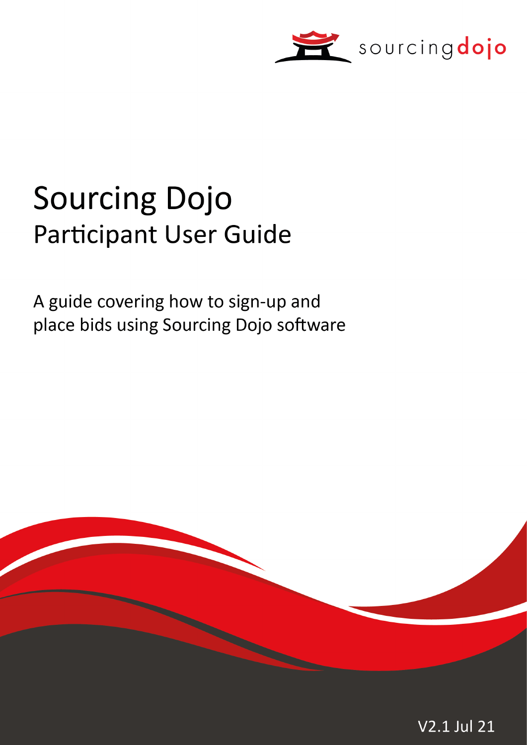sourcingdojo

# Sourcing Dojo

## Participant User Guide

A guide covering how to sign-up and place bids using Sourcing Dojo software

V2.1 Jul 21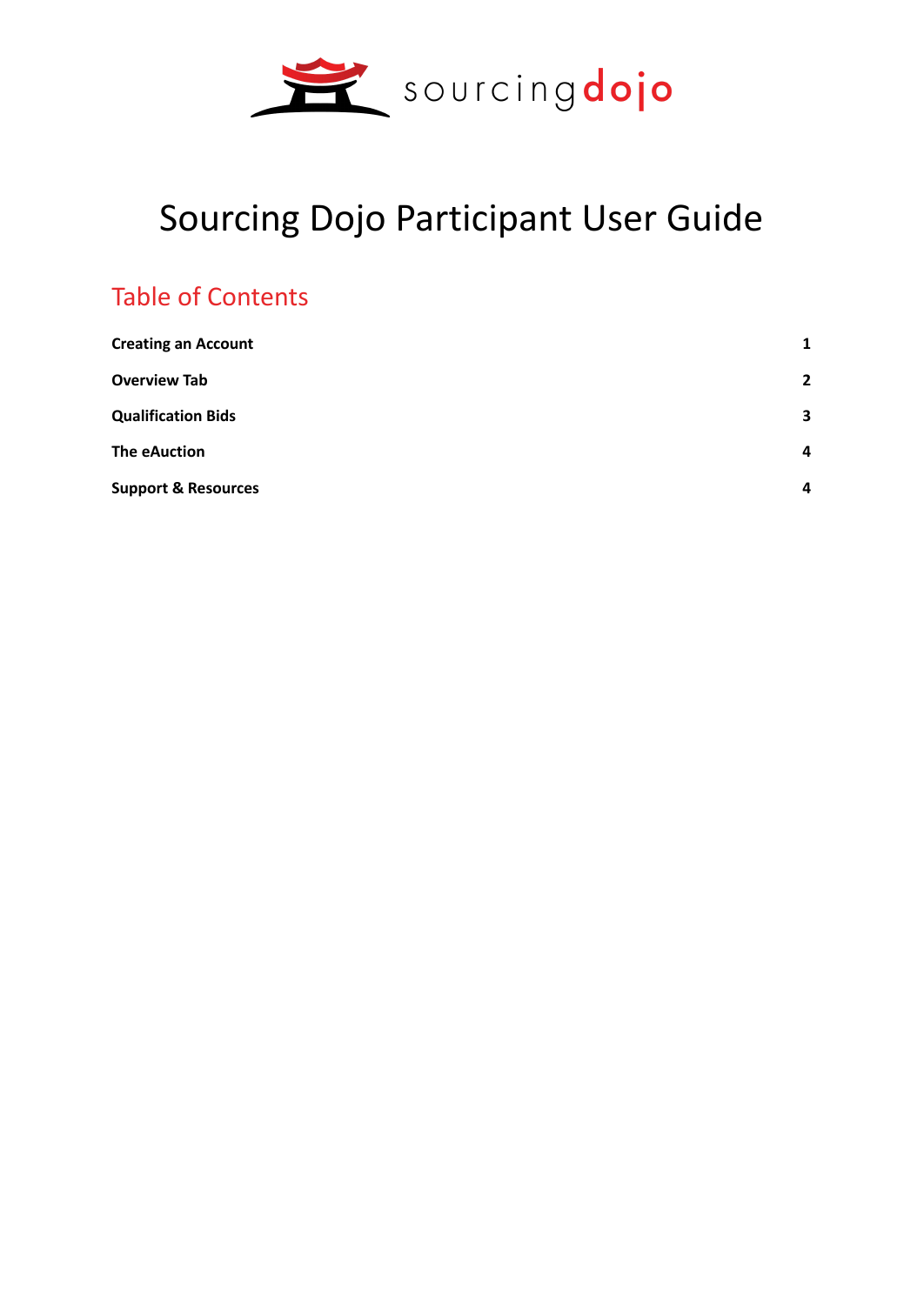# Sourcing Dojo Participant User Guide

## Table of Contents

| | |
|---|---|
| **Creating an Account** | **1** |
| **Overview Tab** | **2** |
| **Qualification Bids** | **3** |
| **The eAuction** | **4** |
| **Support & Resources** | **4** |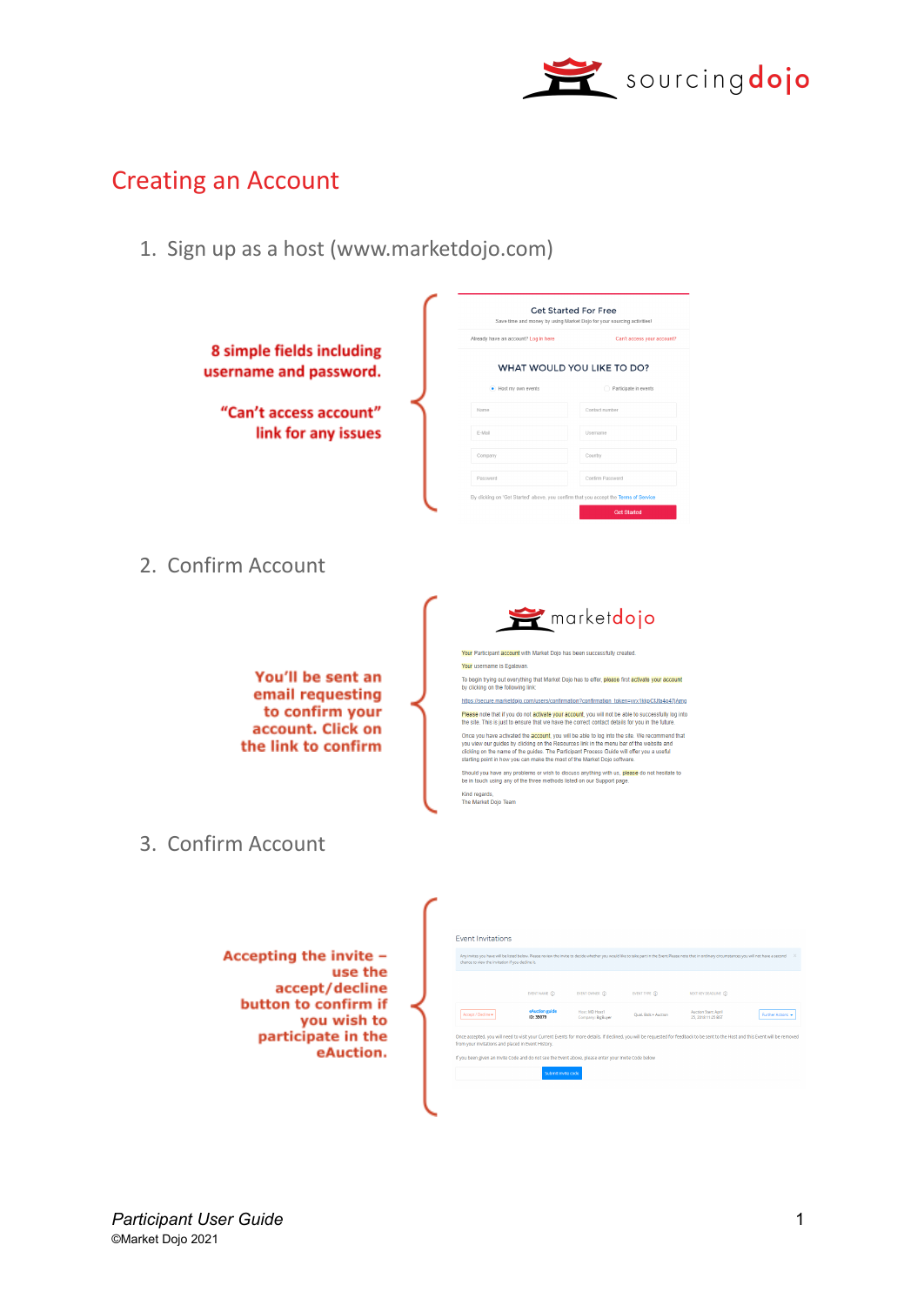# Creating an Account

1. Sign up as a host (www.marketdojo.com)

8 simple fields including username and password.

"Can't access account" link for any issues

2. Confirm Account

You'll be sent an email requesting to confirm your account. Click on the link to confirm

3. Confirm Account

Accepting the invite – use the accept/decline button to confirm if you wish to participate in the eAuction.

*Participant User Guide*

©Market Dojo 2021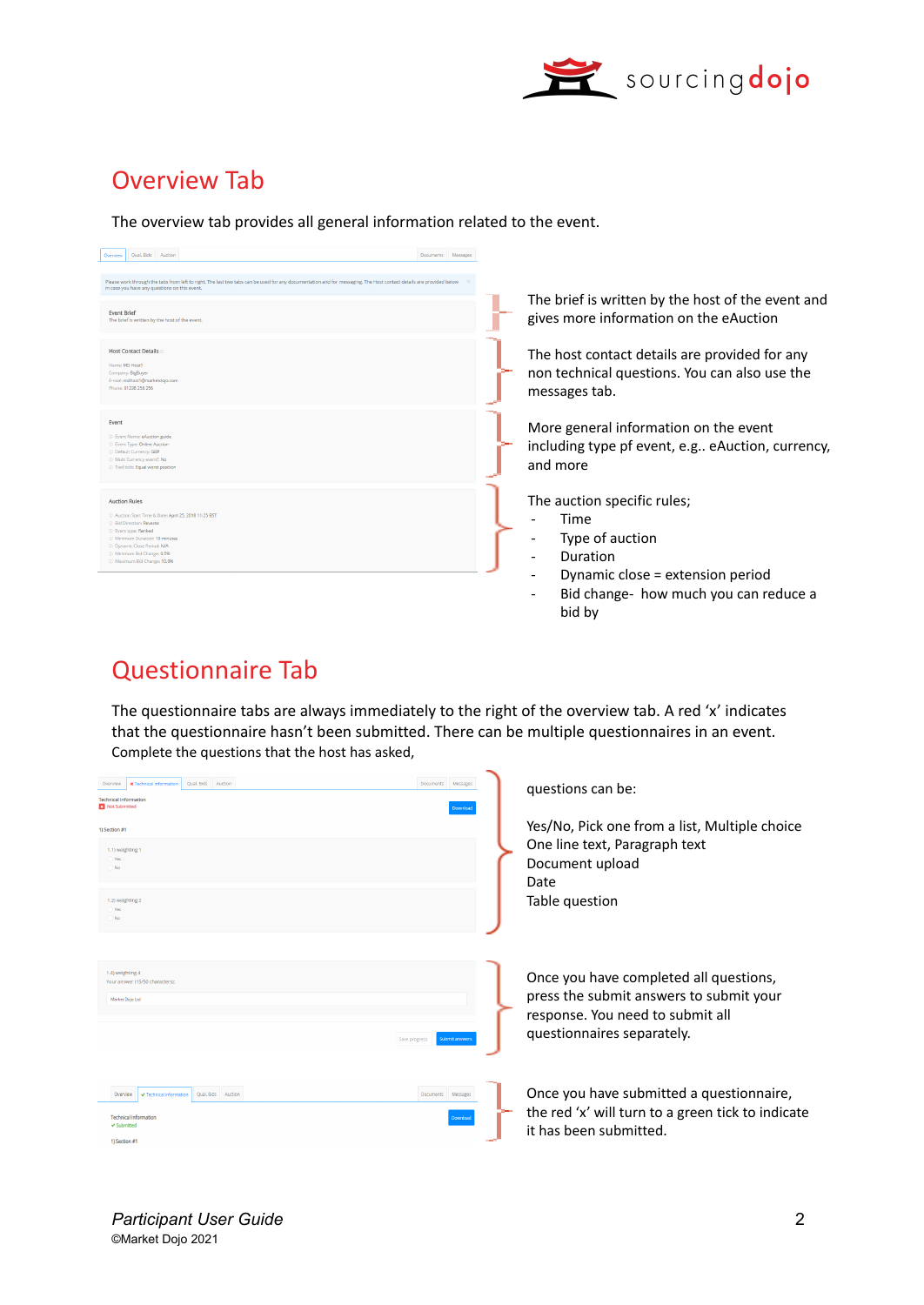## Overview Tab

The overview tab provides all general information related to the event.

The brief is written by the host of the event and gives more information on the eAuction

The host contact details are provided for any non technical questions. You can also use the messages tab.

More general information on the event including type pf event, e.g.. eAuction, currency, and more

The auction specific rules;

- Time
- Type of auction
- Duration
- Dynamic close = extension period
- Bid change- how much you can reduce a bid by

## Questionnaire Tab

The questionnaire tabs are always immediately to the right of the overview tab. A red 'x' indicates that the questionnaire hasn't been submitted. There can be multiple questionnaires in an event. Complete the questions that the host has asked,

questions can be:

Yes/No, Pick one from a list, Multiple choice
One line text, Paragraph text
Document upload
Date
Table question

Once you have completed all questions, press the submit answers to submit your response. You need to submit all questionnaires separately.

Once you have submitted a questionnaire, the red 'x' will turn to a green tick to indicate it has been submitted.

*Participant User Guide*
©Market Dojo 2021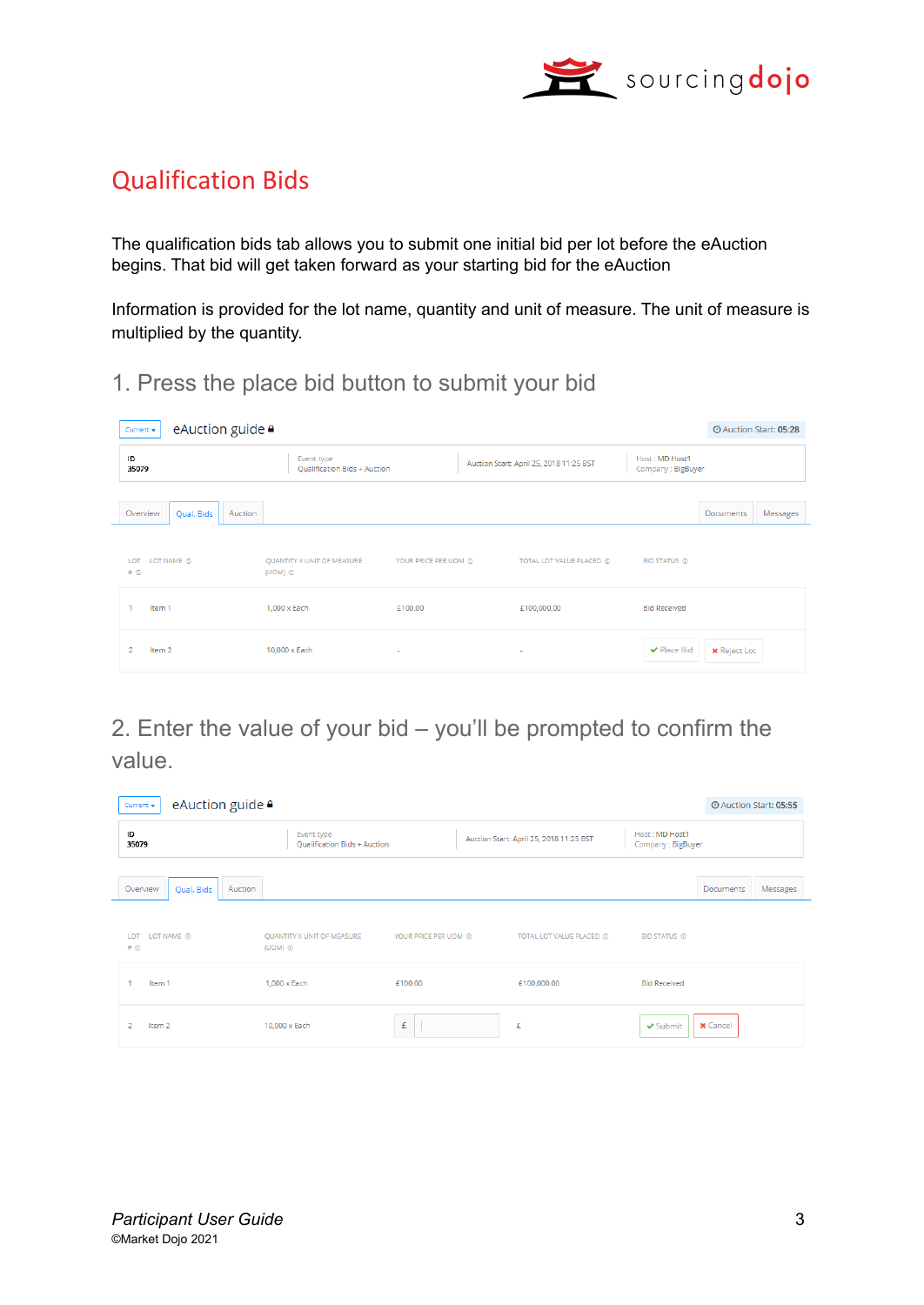# Qualification Bids

The qualification bids tab allows you to submit one initial bid per lot before the eAuction begins. That bid will get taken forward as your starting bid for the eAuction

Information is provided for the lot name, quantity and unit of measure. The unit of measure is multiplied by the quantity.

## 1. Press the place bid button to submit your bid

Current ▾ eAuction guide

Auction Start: 05:28

| ID 35079 | Event type Qualification Bids + Auction | Auction Start: April 25, 2018 11:25 BST | Host : MD Host1 Company : BigBuyer |
|---|---|---|---|

Overview | Qual. Bids | Auction | Documents | Messages

| LOT # | LOT NAME | QUANTITY X UNIT OF MEASURE (UOM) | YOUR PRICE PER UOM | TOTAL LOT VALUE PLACED | BID STATUS |
|---|---|---|---|---|---|
| 1 | Item 1 | 1,000 x Each | £100.00 | £100,000.00 | Bid Received |
| 2 | Item 2 | 10,000 x Each | - | - | Place Bid / Reject Lot |

## 2. Enter the value of your bid – you'll be prompted to confirm the value.

Current ▾ eAuction guide

Auction Start: 05:55

| ID 35079 | Event type Qualification Bids + Auction | Auction Start: April 25, 2018 11:25 BST | Host : MD Host1 Company : BigBuyer |
|---|---|---|---|

Overview | Qual. Bids | Auction | Documents | Messages

| LOT # | LOT NAME | QUANTITY X UNIT OF MEASURE (UOM) | YOUR PRICE PER UOM | TOTAL LOT VALUE PLACED | BID STATUS |
|---|---|---|---|---|---|
| 1 | Item 1 | 1,000 x Each | £100.00 | £100,000.00 | Bid Received |
| 2 | Item 2 | 10,000 x Each | £ | £ | Submit / Cancel |

*Participant User Guide*
©Market Dojo 2021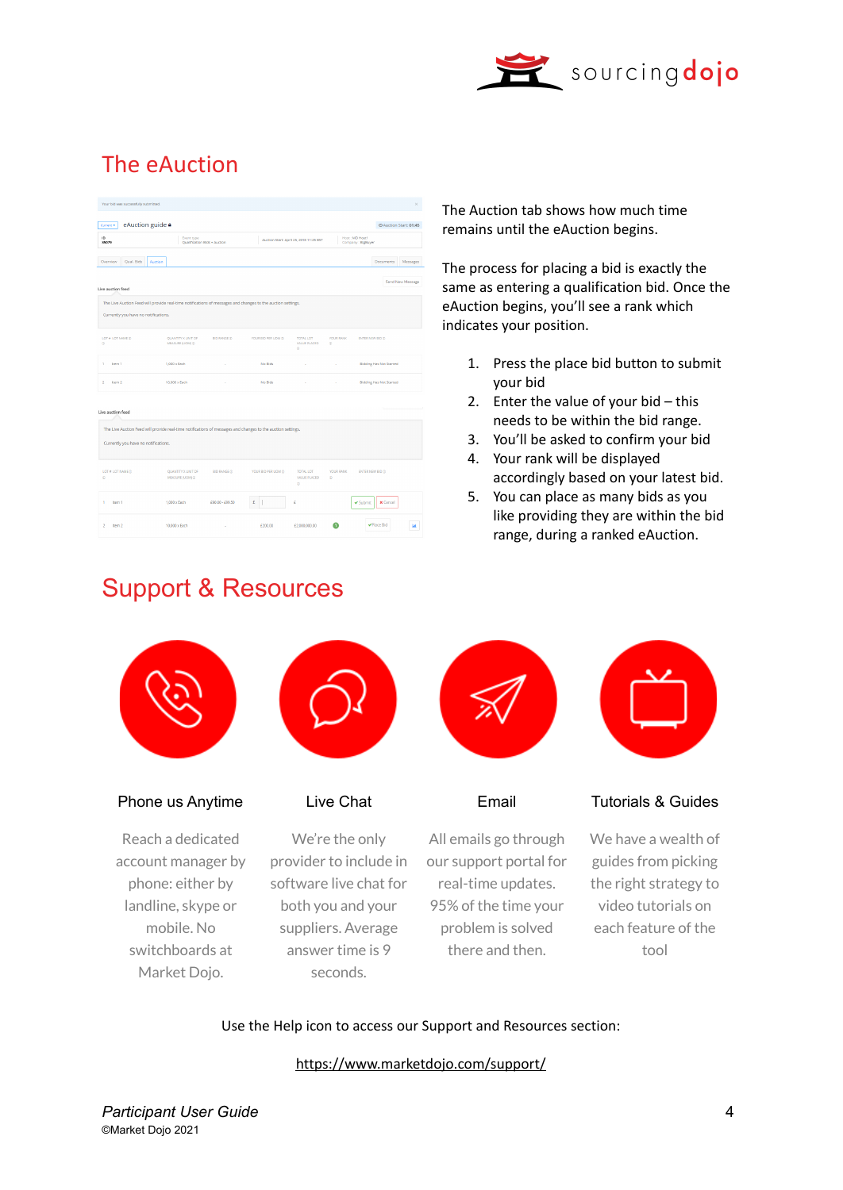## The eAuction

The Auction tab shows how much time remains until the eAuction begins.

The process for placing a bid is exactly the same as entering a qualification bid. Once the eAuction begins, you'll see a rank which indicates your position.

1. Press the place bid button to submit your bid
2. Enter the value of your bid – this needs to be within the bid range.
3. You'll be asked to confirm your bid
4. Your rank will be displayed accordingly based on your latest bid.
5. You can place as many bids as you like providing they are within the bid range, during a ranked eAuction.

## Support & Resources

### Phone us Anytime

Reach a dedicated account manager by phone: either by landline, skype or mobile. No switchboards at Market Dojo.

### Live Chat

We're the only provider to include in software live chat for both you and your suppliers. Average answer time is 9 seconds.

### Email

All emails go through our support portal for real-time updates. 95% of the time your problem is solved there and then.

### Tutorials & Guides

We have a wealth of guides from picking the right strategy to video tutorials on each feature of the tool

Use the Help icon to access our Support and Resources section:

https://www.marketdojo.com/support/

*Participant User Guide*
©Market Dojo 2021